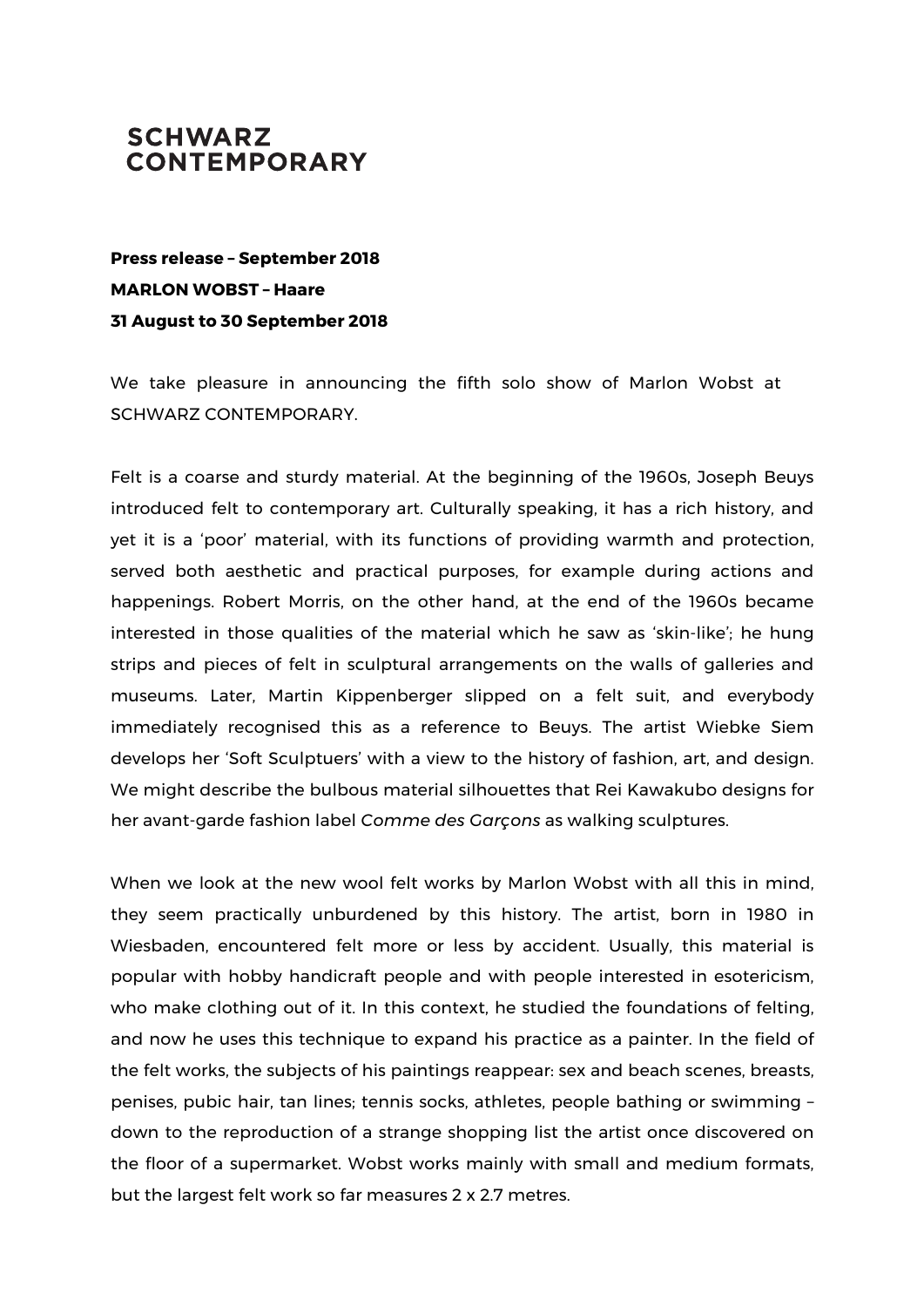# SCHWARZ CONTEMPORARY

**Press release – September 2018**
**MARLON WOBST – Haare**
**31 August to 30 September 2018**

We take pleasure in announcing the fifth solo show of Marlon Wobst at SCHWARZ CONTEMPORARY.

Felt is a coarse and sturdy material. At the beginning of the 1960s, Joseph Beuys introduced felt to contemporary art. Culturally speaking, it has a rich history, and yet it is a 'poor' material, with its functions of providing warmth and protection, served both aesthetic and practical purposes, for example during actions and happenings. Robert Morris, on the other hand, at the end of the 1960s became interested in those qualities of the material which he saw as 'skin-like'; he hung strips and pieces of felt in sculptural arrangements on the walls of galleries and museums. Later, Martin Kippenberger slipped on a felt suit, and everybody immediately recognised this as a reference to Beuys. The artist Wiebke Siem develops her 'Soft Sculptuers' with a view to the history of fashion, art, and design. We might describe the bulbous material silhouettes that Rei Kawakubo designs for her avant-garde fashion label *Comme des Garçons* as walking sculptures.

When we look at the new wool felt works by Marlon Wobst with all this in mind, they seem practically unburdened by this history. The artist, born in 1980 in Wiesbaden, encountered felt more or less by accident. Usually, this material is popular with hobby handicraft people and with people interested in esotericism, who make clothing out of it. In this context, he studied the foundations of felting, and now he uses this technique to expand his practice as a painter. In the field of the felt works, the subjects of his paintings reappear: sex and beach scenes, breasts, penises, pubic hair, tan lines; tennis socks, athletes, people bathing or swimming – down to the reproduction of a strange shopping list the artist once discovered on the floor of a supermarket. Wobst works mainly with small and medium formats, but the largest felt work so far measures 2 x 2.7 metres.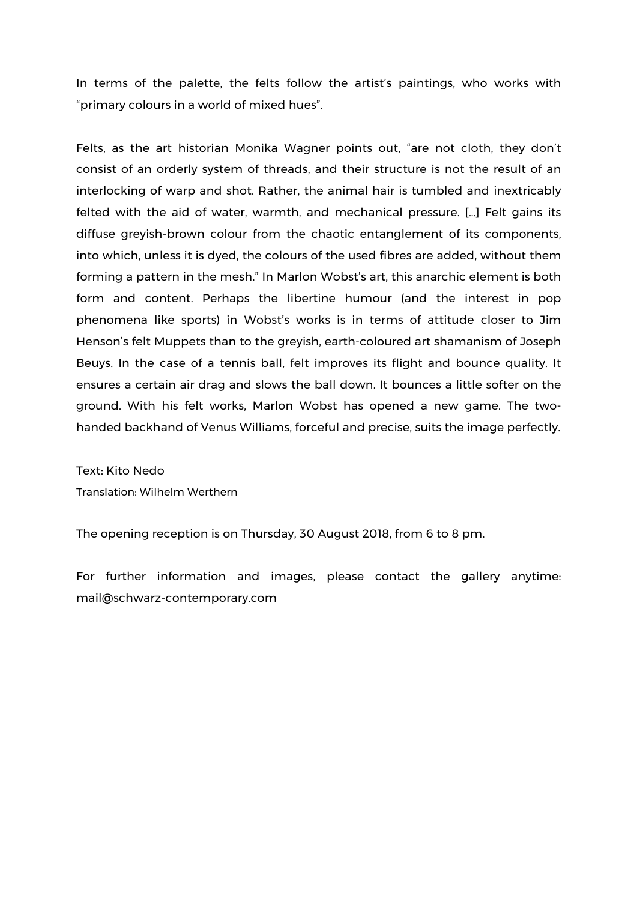In terms of the palette, the felts follow the artist's paintings, who works with "primary colours in a world of mixed hues".

Felts, as the art historian Monika Wagner points out, "are not cloth, they don't consist of an orderly system of threads, and their structure is not the result of an interlocking of warp and shot. Rather, the animal hair is tumbled and inextricably felted with the aid of water, warmth, and mechanical pressure. [...] Felt gains its diffuse greyish-brown colour from the chaotic entanglement of its components, into which, unless it is dyed, the colours of the used fibres are added, without them forming a pattern in the mesh." In Marlon Wobst's art, this anarchic element is both form and content. Perhaps the libertine humour (and the interest in pop phenomena like sports) in Wobst's works is in terms of attitude closer to Jim Henson's felt Muppets than to the greyish, earth-coloured art shamanism of Joseph Beuys. In the case of a tennis ball, felt improves its flight and bounce quality. It ensures a certain air drag and slows the ball down. It bounces a little softer on the ground. With his felt works, Marlon Wobst has opened a new game. The two-handed backhand of Venus Williams, forceful and precise, suits the image perfectly.

Text: Kito Nedo
Translation: Wilhelm Werthern

The opening reception is on Thursday, 30 August 2018, from 6 to 8 pm.

For further information and images, please contact the gallery anytime: mail@schwarz-contemporary.com